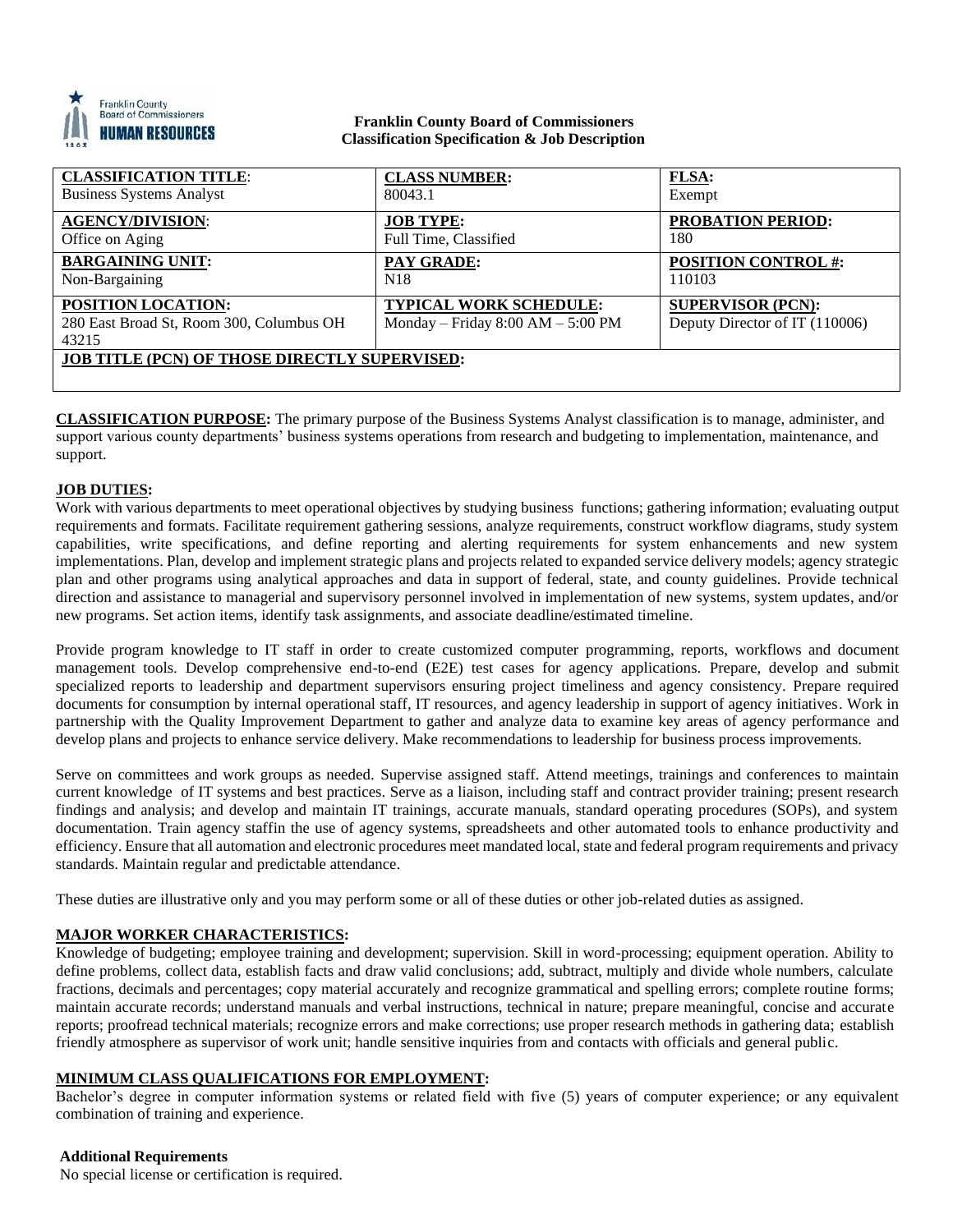**Franklin County Board of Commissioners**
**Classification Specification & Job Description**

| **CLASSIFICATION TITLE**: Business Systems Analyst | **CLASS NUMBER:** 80043.1 | **FLSA:** Exempt |
|---|---|---|
| **AGENCY/DIVISION**: Office on Aging | **JOB TYPE:** Full Time, Classified | **PROBATION PERIOD:** 180 |
| **BARGAINING UNIT:** Non-Bargaining | **PAY GRADE:** N18 | **POSITION CONTROL #:** 110103 |
| **POSITION LOCATION:** 280 East Broad St, Room 300, Columbus OH 43215 | **TYPICAL WORK SCHEDULE:** Monday – Friday 8:00 AM – 5:00 PM | **SUPERVISOR (PCN):** Deputy Director of IT (110006) |
| **JOB TITLE (PCN) OF THOSE DIRECTLY SUPERVISED:** | | |

**CLASSIFICATION PURPOSE:** The primary purpose of the Business Systems Analyst classification is to manage, administer, and support various county departments' business systems operations from research and budgeting to implementation, maintenance, and support.

**JOB DUTIES:**

Work with various departments to meet operational objectives by studying business functions; gathering information; evaluating output requirements and formats. Facilitate requirement gathering sessions, analyze requirements, construct workflow diagrams, study system capabilities, write specifications, and define reporting and alerting requirements for system enhancements and new system implementations. Plan, develop and implement strategic plans and projects related to expanded service delivery models; agency strategic plan and other programs using analytical approaches and data in support of federal, state, and county guidelines. Provide technical direction and assistance to managerial and supervisory personnel involved in implementation of new systems, system updates, and/or new programs. Set action items, identify task assignments, and associate deadline/estimated timeline.

Provide program knowledge to IT staff in order to create customized computer programming, reports, workflows and document management tools. Develop comprehensive end-to-end (E2E) test cases for agency applications. Prepare, develop and submit specialized reports to leadership and department supervisors ensuring project timeliness and agency consistency. Prepare required documents for consumption by internal operational staff, IT resources, and agency leadership in support of agency initiatives. Work in partnership with the Quality Improvement Department to gather and analyze data to examine key areas of agency performance and develop plans and projects to enhance service delivery. Make recommendations to leadership for business process improvements.

Serve on committees and work groups as needed. Supervise assigned staff. Attend meetings, trainings and conferences to maintain current knowledge of IT systems and best practices. Serve as a liaison, including staff and contract provider training; present research findings and analysis; and develop and maintain IT trainings, accurate manuals, standard operating procedures (SOPs), and system documentation. Train agency staffin the use of agency systems, spreadsheets and other automated tools to enhance productivity and efficiency. Ensure that all automation and electronic procedures meet mandated local, state and federal program requirements and privacy standards. Maintain regular and predictable attendance.

These duties are illustrative only and you may perform some or all of these duties or other job-related duties as assigned.

**MAJOR WORKER CHARACTERISTICS:**

Knowledge of budgeting; employee training and development; supervision. Skill in word-processing; equipment operation. Ability to define problems, collect data, establish facts and draw valid conclusions; add, subtract, multiply and divide whole numbers, calculate fractions, decimals and percentages; copy material accurately and recognize grammatical and spelling errors; complete routine forms; maintain accurate records; understand manuals and verbal instructions, technical in nature; prepare meaningful, concise and accurate reports; proofread technical materials; recognize errors and make corrections; use proper research methods in gathering data; establish friendly atmosphere as supervisor of work unit; handle sensitive inquiries from and contacts with officials and general public.

**MINIMUM CLASS QUALIFICATIONS FOR EMPLOYMENT:**

Bachelor's degree in computer information systems or related field with five (5) years of computer experience; or any equivalent combination of training and experience.

**Additional Requirements**

No special license or certification is required.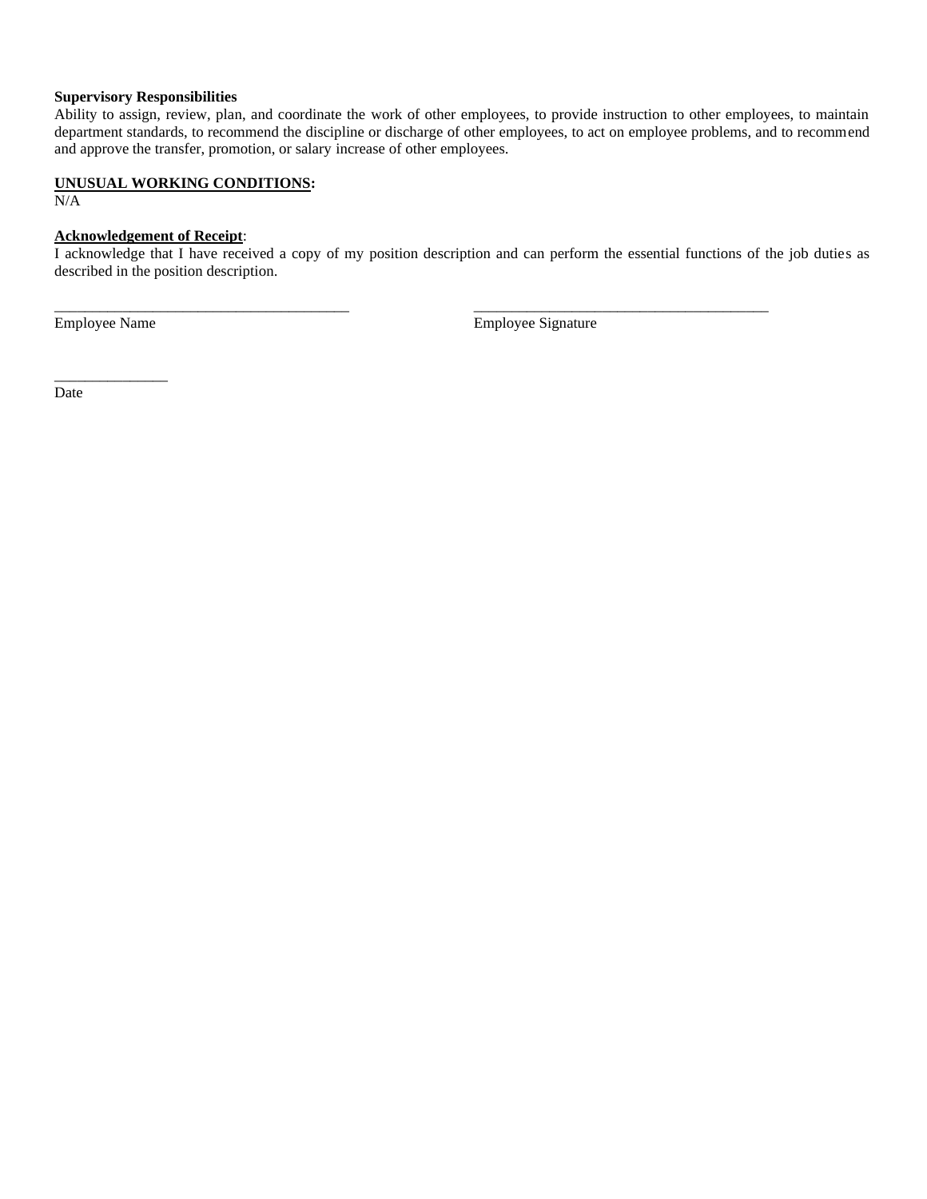**Supervisory Responsibilities**

Ability to assign, review, plan, and coordinate the work of other employees, to provide instruction to other employees, to maintain department standards, to recommend the discipline or discharge of other employees, to act on employee problems, and to recommend and approve the transfer, promotion, or salary increase of other employees.

**UNUSUAL WORKING CONDITIONS:**

N/A

**Acknowledgement of Receipt**:

I acknowledge that I have received a copy of my position description and can perform the essential functions of the job duties as described in the position description.

\_\_\_\_\_\_\_\_\_\_\_\_\_\_\_\_\_\_\_\_\_\_\_\_\_\_\_\_\_\_\_\_\_\_\_\_\_\_\_\_
Employee Name

\_\_\_\_\_\_\_\_\_\_\_\_\_\_\_\_\_\_\_\_\_\_\_\_\_\_\_\_\_\_\_\_\_\_\_\_\_\_\_\_
Employee Signature

\_\_\_\_\_\_\_\_\_\_\_\_\_\_\_
Date